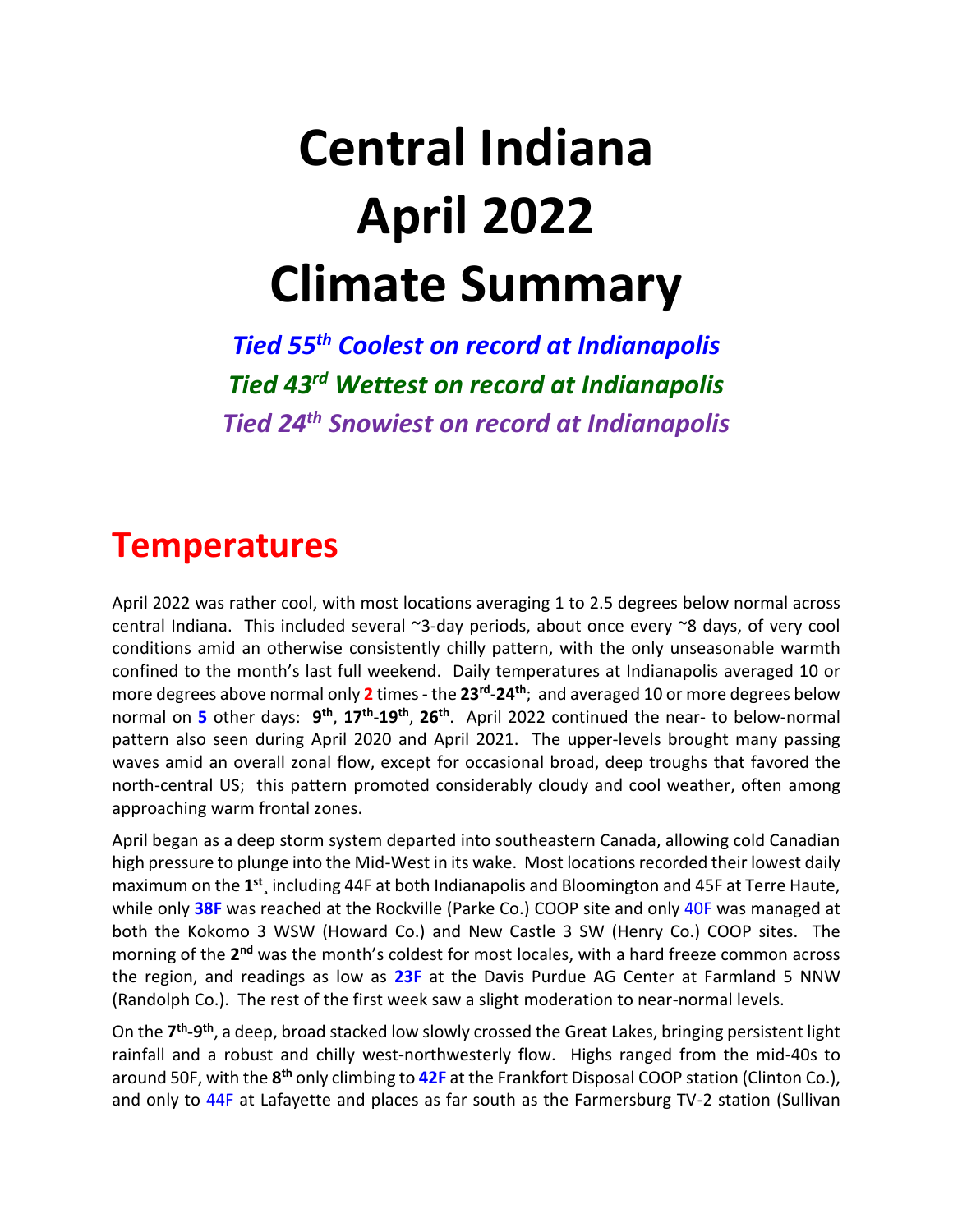# Central Indiana April 2022 Climate Summary

***Tied 55th Coolest on record at Indianapolis***

***Tied 43rd Wettest on record at Indianapolis***

***Tied 24th Snowiest on record at Indianapolis***

## Temperatures

April 2022 was rather cool, with most locations averaging 1 to 2.5 degrees below normal across central Indiana. This included several ~3-day periods, about once every ~8 days, of very cool conditions amid an otherwise consistently chilly pattern, with the only unseasonable warmth confined to the month's last full weekend. Daily temperatures at Indianapolis averaged 10 or more degrees above normal only **2** times - the **23rd-24th**; and averaged 10 or more degrees below normal on **5** other days: **9th**, **17th-19th**, **26th**. April 2022 continued the near- to below-normal pattern also seen during April 2020 and April 2021. The upper-levels brought many passing waves amid an overall zonal flow, except for occasional broad, deep troughs that favored the north-central US; this pattern promoted considerably cloudy and cool weather, often among approaching warm frontal zones.

April began as a deep storm system departed into southeastern Canada, allowing cold Canadian high pressure to plunge into the Mid-West in its wake. Most locations recorded their lowest daily maximum on the **1st**¸ including 44F at both Indianapolis and Bloomington and 45F at Terre Haute, while only **38F** was reached at the Rockville (Parke Co.) COOP site and only 40F was managed at both the Kokomo 3 WSW (Howard Co.) and New Castle 3 SW (Henry Co.) COOP sites. The morning of the **2nd** was the month's coldest for most locales, with a hard freeze common across the region, and readings as low as **23F** at the Davis Purdue AG Center at Farmland 5 NNW (Randolph Co.). The rest of the first week saw a slight moderation to near-normal levels.

On the **7th-9th**, a deep, broad stacked low slowly crossed the Great Lakes, bringing persistent light rainfall and a robust and chilly west-northwesterly flow. Highs ranged from the mid-40s to around 50F, with the **8th** only climbing to **42F** at the Frankfort Disposal COOP station (Clinton Co.), and only to 44F at Lafayette and places as far south as the Farmersburg TV-2 station (Sullivan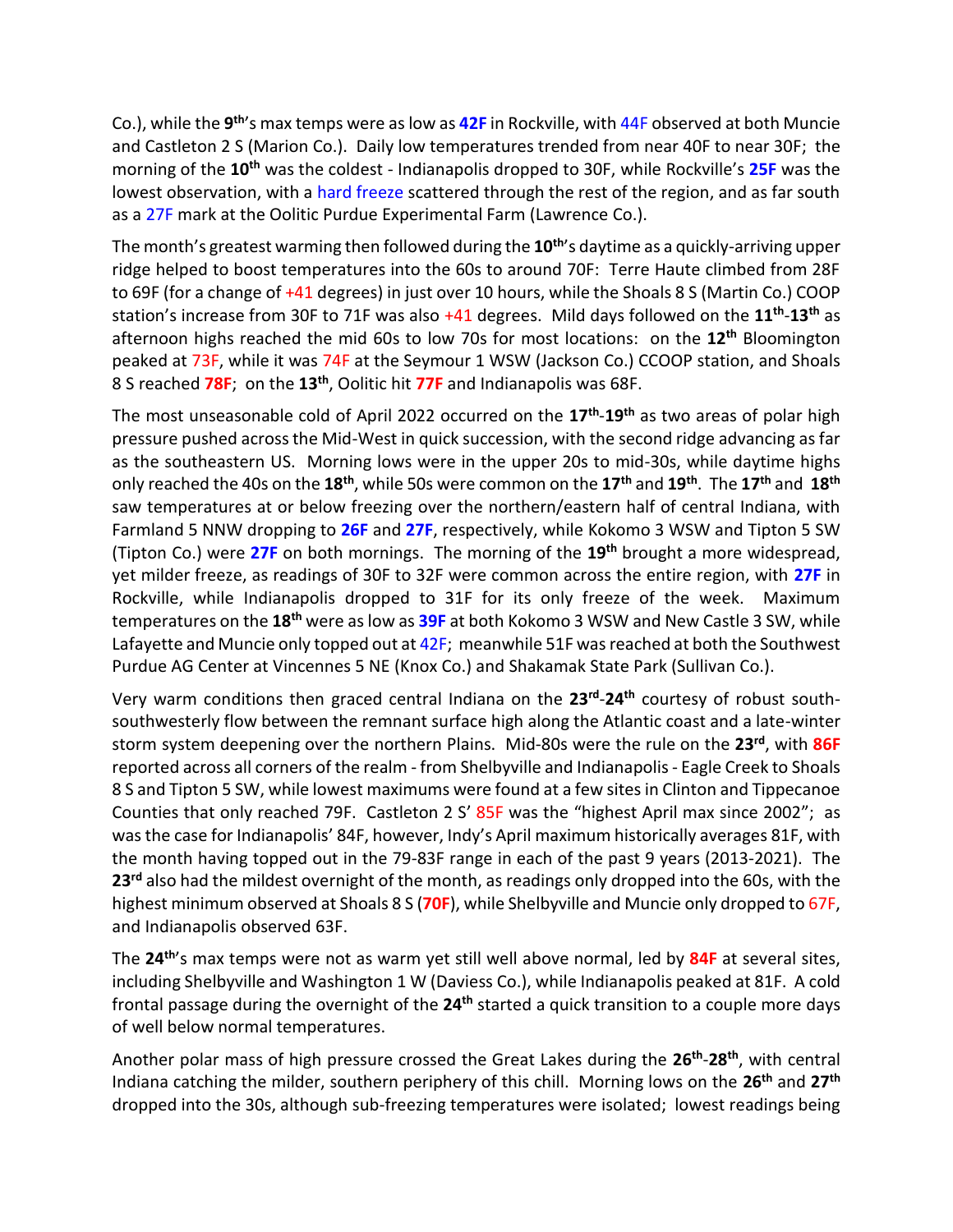Co.), while the 9th's max temps were as low as **42F** in Rockville, with 44F observed at both Muncie and Castleton 2 S (Marion Co.). Daily low temperatures trended from near 40F to near 30F; the morning of the **10th** was the coldest - Indianapolis dropped to 30F, while Rockville's **25F** was the lowest observation, with a hard freeze scattered through the rest of the region, and as far south as a 27F mark at the Oolitic Purdue Experimental Farm (Lawrence Co.).

The month's greatest warming then followed during the **10th**'s daytime as a quickly-arriving upper ridge helped to boost temperatures into the 60s to around 70F: Terre Haute climbed from 28F to 69F (for a change of +41 degrees) in just over 10 hours, while the Shoals 8 S (Martin Co.) COOP station's increase from 30F to 71F was also +41 degrees. Mild days followed on the **11th**-**13th** as afternoon highs reached the mid 60s to low 70s for most locations: on the **12th** Bloomington peaked at 73F, while it was 74F at the Seymour 1 WSW (Jackson Co.) CCOOP station, and Shoals 8 S reached **78F**; on the **13th**, Oolitic hit **77F** and Indianapolis was 68F.

The most unseasonable cold of April 2022 occurred on the **17th**-**19th** as two areas of polar high pressure pushed across the Mid-West in quick succession, with the second ridge advancing as far as the southeastern US. Morning lows were in the upper 20s to mid-30s, while daytime highs only reached the 40s on the **18th**, while 50s were common on the **17th** and **19th**. The **17th** and **18th** saw temperatures at or below freezing over the northern/eastern half of central Indiana, with Farmland 5 NNW dropping to **26F** and **27F**, respectively, while Kokomo 3 WSW and Tipton 5 SW (Tipton Co.) were **27F** on both mornings. The morning of the **19th** brought a more widespread, yet milder freeze, as readings of 30F to 32F were common across the entire region, with **27F** in Rockville, while Indianapolis dropped to 31F for its only freeze of the week. Maximum temperatures on the **18th** were as low as **39F** at both Kokomo 3 WSW and New Castle 3 SW, while Lafayette and Muncie only topped out at 42F; meanwhile 51F was reached at both the Southwest Purdue AG Center at Vincennes 5 NE (Knox Co.) and Shakamak State Park (Sullivan Co.).

Very warm conditions then graced central Indiana on the **23rd**-**24th** courtesy of robust south-southwesterly flow between the remnant surface high along the Atlantic coast and a late-winter storm system deepening over the northern Plains. Mid-80s were the rule on the **23rd**, with **86F** reported across all corners of the realm - from Shelbyville and Indianapolis - Eagle Creek to Shoals 8 S and Tipton 5 SW, while lowest maximums were found at a few sites in Clinton and Tippecanoe Counties that only reached 79F. Castleton 2 S' 85F was the "highest April max since 2002"; as was the case for Indianapolis' 84F, however, Indy's April maximum historically averages 81F, with the month having topped out in the 79-83F range in each of the past 9 years (2013-2021). The **23rd** also had the mildest overnight of the month, as readings only dropped into the 60s, with the highest minimum observed at Shoals 8 S (**70F**), while Shelbyville and Muncie only dropped to 67F, and Indianapolis observed 63F.

The **24th**'s max temps were not as warm yet still well above normal, led by **84F** at several sites, including Shelbyville and Washington 1 W (Daviess Co.), while Indianapolis peaked at 81F. A cold frontal passage during the overnight of the **24th** started a quick transition to a couple more days of well below normal temperatures.

Another polar mass of high pressure crossed the Great Lakes during the **26th**-**28th**, with central Indiana catching the milder, southern periphery of this chill. Morning lows on the **26th** and **27th** dropped into the 30s, although sub-freezing temperatures were isolated; lowest readings being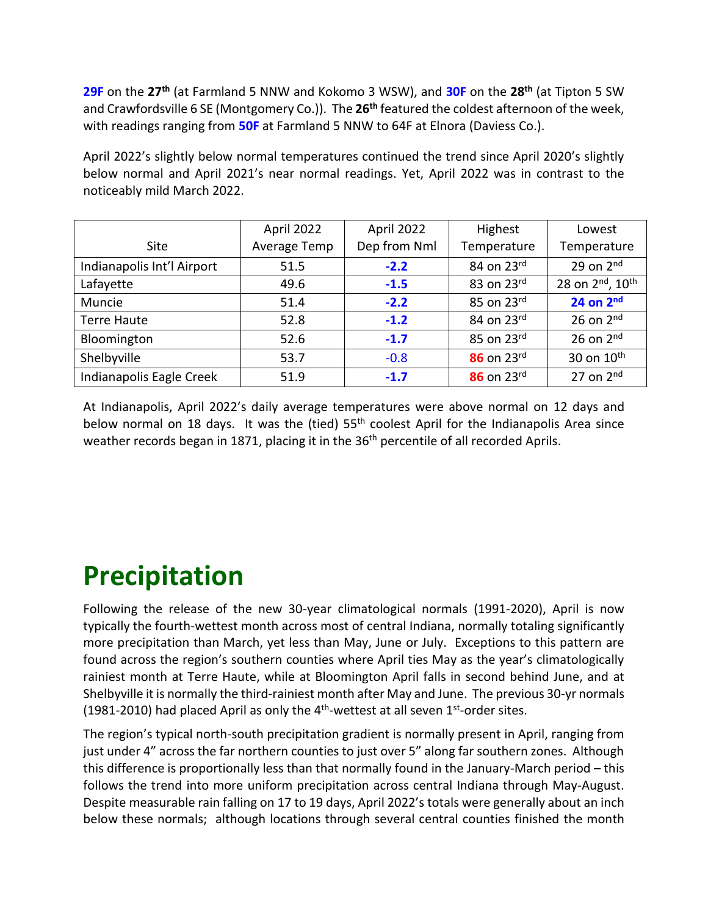**29F** on the **27th** (at Farmland 5 NNW and Kokomo 3 WSW), and **30F** on the **28th** (at Tipton 5 SW and Crawfordsville 6 SE (Montgomery Co.)). The **26th** featured the coldest afternoon of the week, with readings ranging from **50F** at Farmland 5 NNW to 64F at Elnora (Daviess Co.).

April 2022's slightly below normal temperatures continued the trend since April 2020's slightly below normal and April 2021's near normal readings. Yet, April 2022 was in contrast to the noticeably mild March 2022.

| Site | April 2022 Average Temp | April 2022 Dep from Nml | Highest Temperature | Lowest Temperature |
|---|---|---|---|---|
| Indianapolis Int'l Airport | 51.5 | **-2.2** | 84 on 23rd | 29 on 2nd |
| Lafayette | 49.6 | **-1.5** | 83 on 23rd | 28 on 2nd, 10th |
| Muncie | 51.4 | **-2.2** | 85 on 23rd | **24 on 2nd** |
| Terre Haute | 52.8 | **-1.2** | 84 on 23rd | 26 on 2nd |
| Bloomington | 52.6 | **-1.7** | 85 on 23rd | 26 on 2nd |
| Shelbyville | 53.7 | -0.8 | **86** on 23rd | 30 on 10th |
| Indianapolis Eagle Creek | 51.9 | **-1.7** | **86** on 23rd | 27 on 2nd |

At Indianapolis, April 2022's daily average temperatures were above normal on 12 days and below normal on 18 days. It was the (tied) 55th coolest April for the Indianapolis Area since weather records began in 1871, placing it in the 36th percentile of all recorded Aprils.

# Precipitation

Following the release of the new 30-year climatological normals (1991-2020), April is now typically the fourth-wettest month across most of central Indiana, normally totaling significantly more precipitation than March, yet less than May, June or July. Exceptions to this pattern are found across the region's southern counties where April ties May as the year's climatologically rainiest month at Terre Haute, while at Bloomington April falls in second behind June, and at Shelbyville it is normally the third-rainiest month after May and June. The previous 30-yr normals (1981-2010) had placed April as only the 4th-wettest at all seven 1st-order sites.

The region's typical north-south precipitation gradient is normally present in April, ranging from just under 4" across the far northern counties to just over 5" along far southern zones. Although this difference is proportionally less than that normally found in the January-March period – this follows the trend into more uniform precipitation across central Indiana through May-August. Despite measurable rain falling on 17 to 19 days, April 2022's totals were generally about an inch below these normals; although locations through several central counties finished the month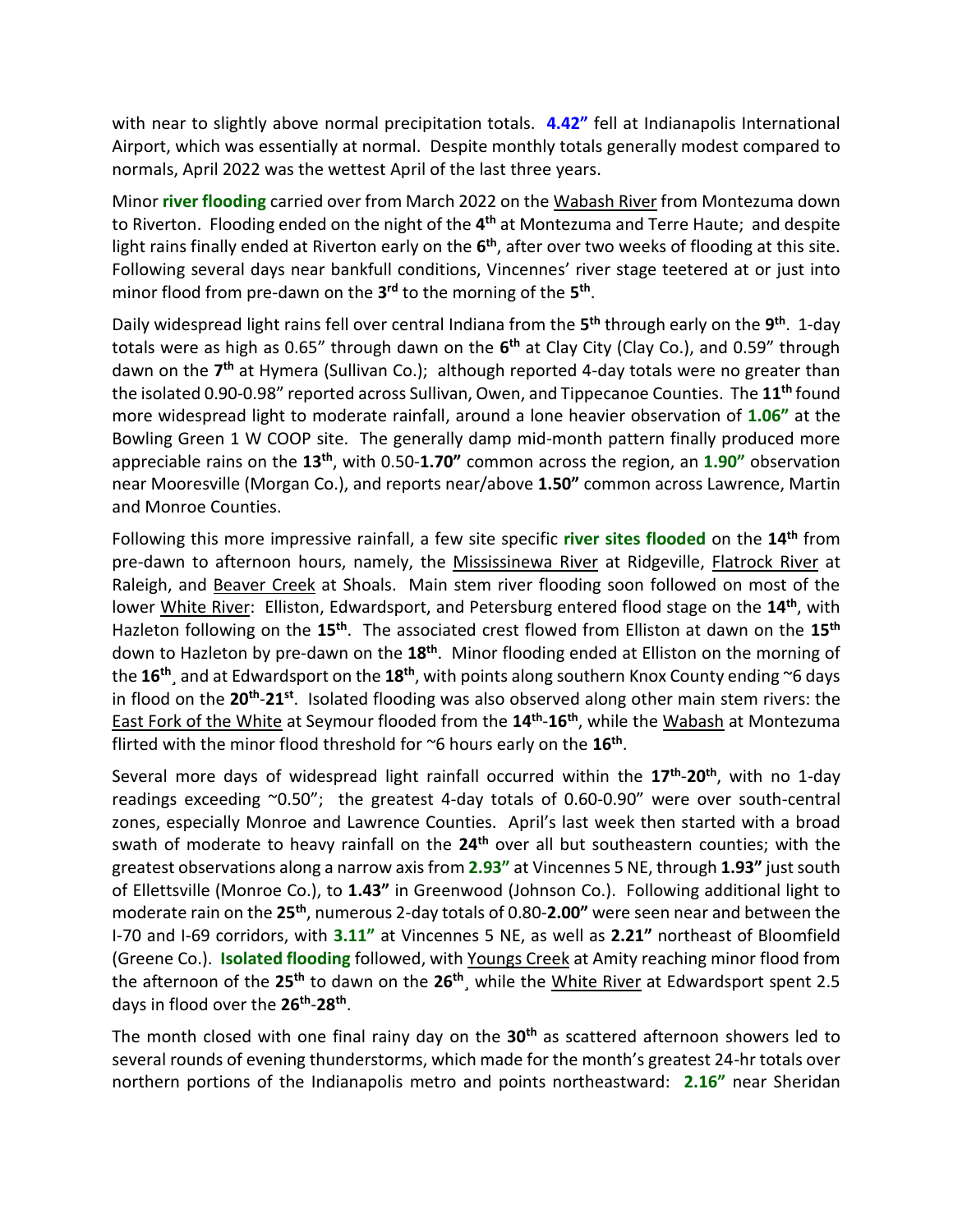with near to slightly above normal precipitation totals. **4.42"** fell at Indianapolis International Airport, which was essentially at normal. Despite monthly totals generally modest compared to normals, April 2022 was the wettest April of the last three years.

Minor **river flooding** carried over from March 2022 on the Wabash River from Montezuma down to Riverton. Flooding ended on the night of the **4th** at Montezuma and Terre Haute; and despite light rains finally ended at Riverton early on the **6th**, after over two weeks of flooding at this site. Following several days near bankfull conditions, Vincennes' river stage teetered at or just into minor flood from pre-dawn on the **3rd** to the morning of the **5th**.

Daily widespread light rains fell over central Indiana from the **5th** through early on the **9th**. 1-day totals were as high as 0.65" through dawn on the **6th** at Clay City (Clay Co.), and 0.59" through dawn on the **7th** at Hymera (Sullivan Co.); although reported 4-day totals were no greater than the isolated 0.90-0.98" reported across Sullivan, Owen, and Tippecanoe Counties. The **11th** found more widespread light to moderate rainfall, around a lone heavier observation of **1.06"** at the Bowling Green 1 W COOP site. The generally damp mid-month pattern finally produced more appreciable rains on the **13th**, with 0.50-**1.70"** common across the region, an **1.90"** observation near Mooresville (Morgan Co.), and reports near/above **1.50"** common across Lawrence, Martin and Monroe Counties.

Following this more impressive rainfall, a few site specific **river sites flooded** on the **14th** from pre-dawn to afternoon hours, namely, the Mississinewa River at Ridgeville, Flatrock River at Raleigh, and Beaver Creek at Shoals. Main stem river flooding soon followed on most of the lower White River: Elliston, Edwardsport, and Petersburg entered flood stage on the **14th**, with Hazleton following on the **15th**. The associated crest flowed from Elliston at dawn on the **15th** down to Hazleton by pre-dawn on the **18th**. Minor flooding ended at Elliston on the morning of the **16th**¸ and at Edwardsport on the **18th**, with points along southern Knox County ending ~6 days in flood on the **20th**-**21st**. Isolated flooding was also observed along other main stem rivers: the East Fork of the White at Seymour flooded from the **14th**-**16th**, while the Wabash at Montezuma flirted with the minor flood threshold for ~6 hours early on the **16th**.

Several more days of widespread light rainfall occurred within the **17th**-**20th**, with no 1-day readings exceeding ~0.50"; the greatest 4-day totals of 0.60-0.90" were over south-central zones, especially Monroe and Lawrence Counties. April's last week then started with a broad swath of moderate to heavy rainfall on the **24th** over all but southeastern counties; with the greatest observations along a narrow axis from **2.93"** at Vincennes 5 NE, through **1.93"** just south of Ellettsville (Monroe Co.), to **1.43"** in Greenwood (Johnson Co.). Following additional light to moderate rain on the **25th**, numerous 2-day totals of 0.80-**2.00"** were seen near and between the I-70 and I-69 corridors, with **3.11"** at Vincennes 5 NE, as well as **2.21"** northeast of Bloomfield (Greene Co.). **Isolated flooding** followed, with Youngs Creek at Amity reaching minor flood from the afternoon of the **25th** to dawn on the **26th**¸ while the White River at Edwardsport spent 2.5 days in flood over the **26th**-**28th**.

The month closed with one final rainy day on the **30th** as scattered afternoon showers led to several rounds of evening thunderstorms, which made for the month's greatest 24-hr totals over northern portions of the Indianapolis metro and points northeastward: **2.16"** near Sheridan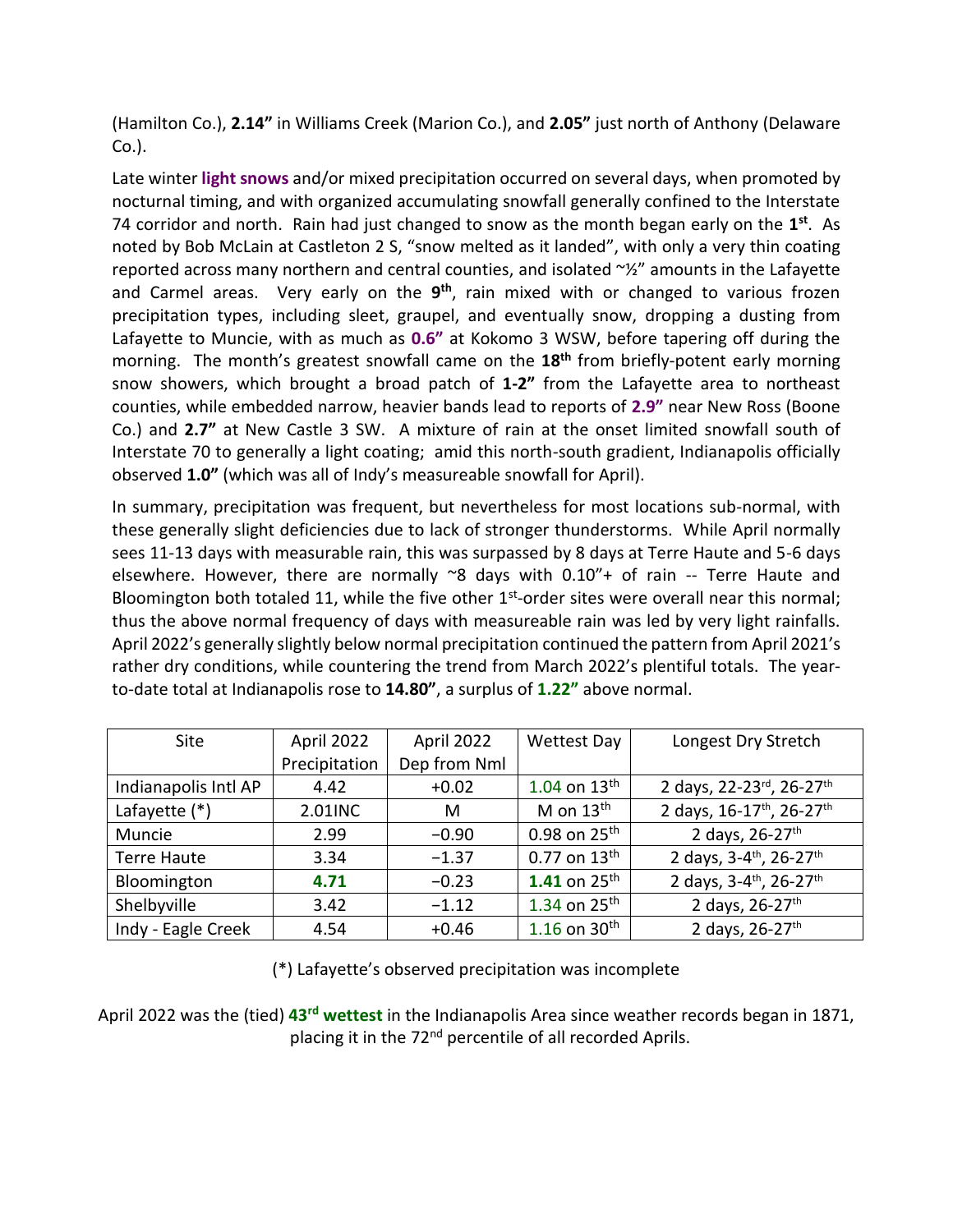(Hamilton Co.), **2.14"** in Williams Creek (Marion Co.), and **2.05"** just north of Anthony (Delaware Co.).

Late winter **light snows** and/or mixed precipitation occurred on several days, when promoted by nocturnal timing, and with organized accumulating snowfall generally confined to the Interstate 74 corridor and north. Rain had just changed to snow as the month began early on the **1st**. As noted by Bob McLain at Castleton 2 S, "snow melted as it landed", with only a very thin coating reported across many northern and central counties, and isolated ~½" amounts in the Lafayette and Carmel areas. Very early on the **9th**, rain mixed with or changed to various frozen precipitation types, including sleet, graupel, and eventually snow, dropping a dusting from Lafayette to Muncie, with as much as **0.6"** at Kokomo 3 WSW, before tapering off during the morning. The month's greatest snowfall came on the **18th** from briefly-potent early morning snow showers, which brought a broad patch of **1-2"** from the Lafayette area to northeast counties, while embedded narrow, heavier bands lead to reports of **2.9"** near New Ross (Boone Co.) and **2.7"** at New Castle 3 SW. A mixture of rain at the onset limited snowfall south of Interstate 70 to generally a light coating; amid this north-south gradient, Indianapolis officially observed **1.0"** (which was all of Indy's measureable snowfall for April).

In summary, precipitation was frequent, but nevertheless for most locations sub-normal, with these generally slight deficiencies due to lack of stronger thunderstorms. While April normally sees 11-13 days with measurable rain, this was surpassed by 8 days at Terre Haute and 5-6 days elsewhere. However, there are normally ~8 days with 0.10"+ of rain -- Terre Haute and Bloomington both totaled 11, while the five other 1st-order sites were overall near this normal; thus the above normal frequency of days with measureable rain was led by very light rainfalls. April 2022's generally slightly below normal precipitation continued the pattern from April 2021's rather dry conditions, while countering the trend from March 2022's plentiful totals. The year-to-date total at Indianapolis rose to **14.80"**, a surplus of **1.22"** above normal.

| Site | April 2022 Precipitation | April 2022 Dep from Nml | Wettest Day | Longest Dry Stretch |
|---|---|---|---|---|
| Indianapolis Intl AP | 4.42 | +0.02 | 1.04 on 13th | 2 days, 22-23rd, 26-27th |
| Lafayette (*) | 2.01INC | M | M on 13th | 2 days, 16-17th, 26-27th |
| Muncie | 2.99 | −0.90 | 0.98 on 25th | 2 days, 26-27th |
| Terre Haute | 3.34 | −1.37 | 0.77 on 13th | 2 days, 3-4th, 26-27th |
| Bloomington | **4.71** | −0.23 | **1.41** on 25th | 2 days, 3-4th, 26-27th |
| Shelbyville | 3.42 | −1.12 | 1.34 on 25th | 2 days, 26-27th |
| Indy - Eagle Creek | 4.54 | +0.46 | 1.16 on 30th | 2 days, 26-27th |

(*) Lafayette's observed precipitation was incomplete

April 2022 was the (tied) **43rd wettest** in the Indianapolis Area since weather records began in 1871, placing it in the 72nd percentile of all recorded Aprils.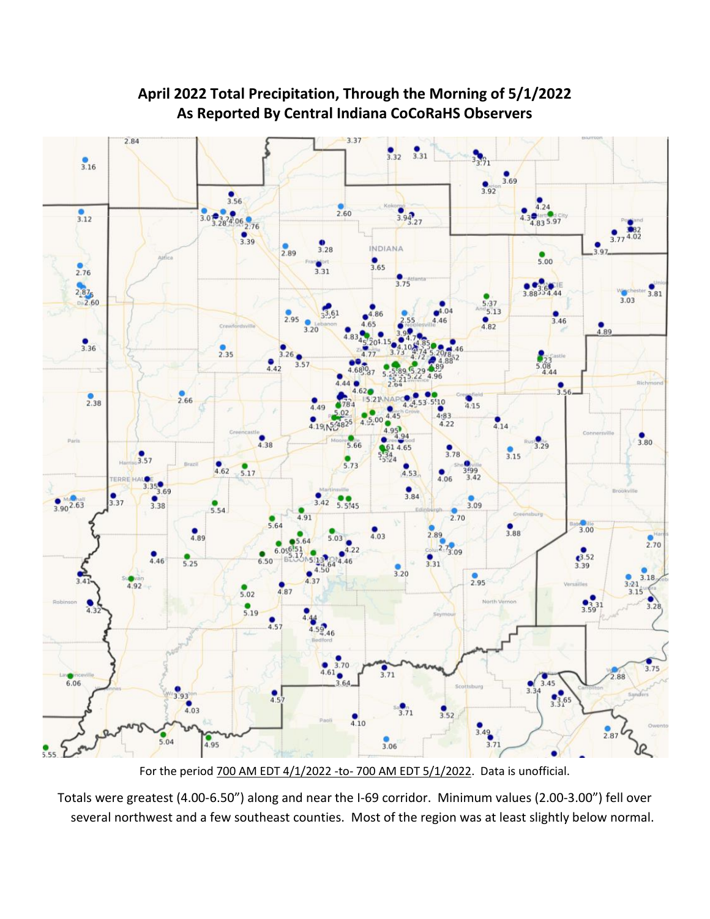## April 2022 Total Precipitation, Through the Morning of 5/1/2022
## As Reported By Central Indiana CoCoRaHS Observers

For the period 700 AM EDT 4/1/2022 -to- 700 AM EDT 5/1/2022. Data is unofficial.

Totals were greatest (4.00-6.50") along and near the I-69 corridor. Minimum values (2.00-3.00") fell over several northwest and a few southeast counties. Most of the region was at least slightly below normal.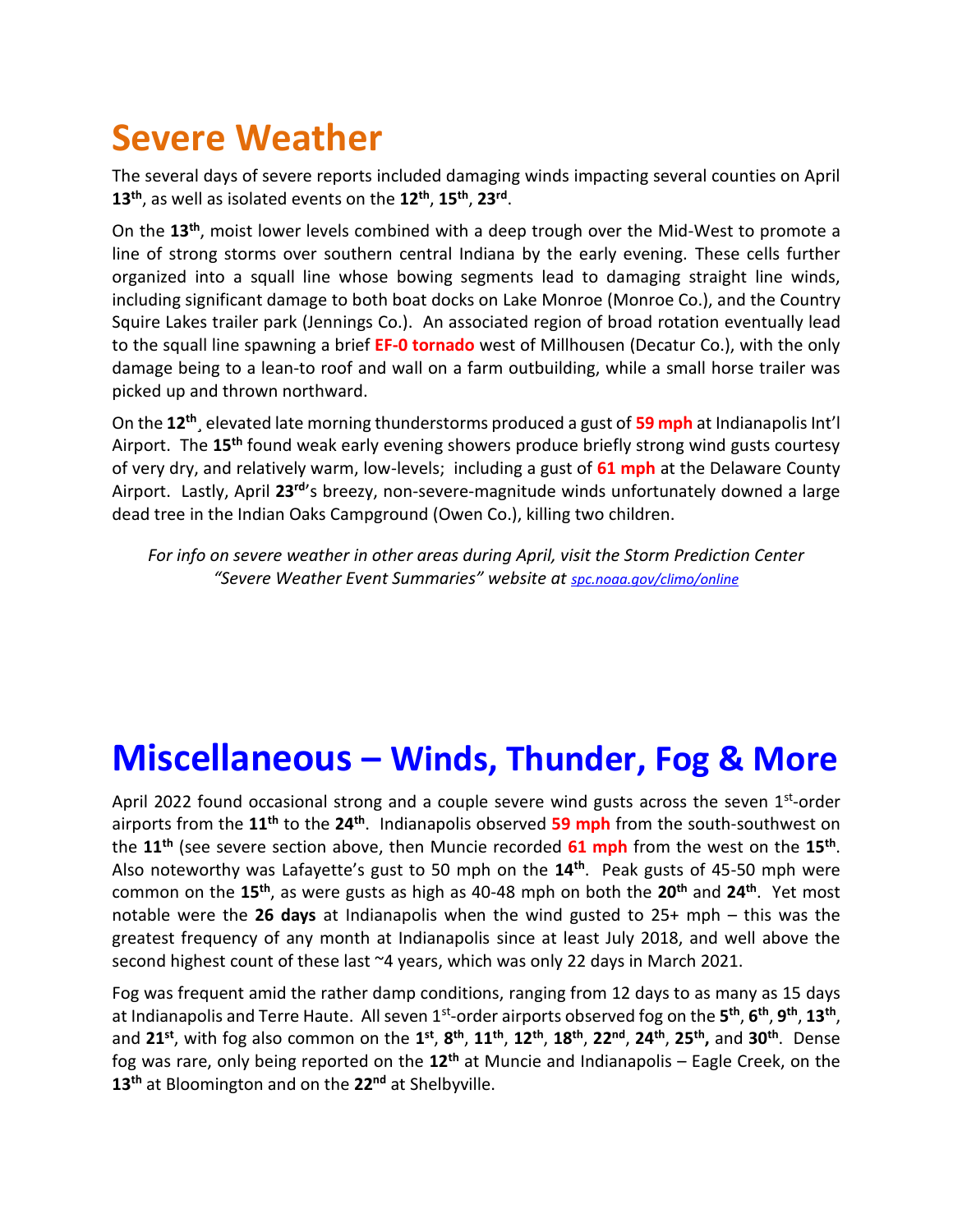# Severe Weather

The several days of severe reports included damaging winds impacting several counties on April **13th**, as well as isolated events on the **12th**, **15th**, **23rd**.

On the **13th**, moist lower levels combined with a deep trough over the Mid-West to promote a line of strong storms over southern central Indiana by the early evening. These cells further organized into a squall line whose bowing segments lead to damaging straight line winds, including significant damage to both boat docks on Lake Monroe (Monroe Co.), and the Country Squire Lakes trailer park (Jennings Co.). An associated region of broad rotation eventually lead to the squall line spawning a brief **EF-0 tornado** west of Millhousen (Decatur Co.), with the only damage being to a lean-to roof and wall on a farm outbuilding, while a small horse trailer was picked up and thrown northward.

On the **12th**¸ elevated late morning thunderstorms produced a gust of **59 mph** at Indianapolis Int'l Airport. The **15th** found weak early evening showers produce briefly strong wind gusts courtesy of very dry, and relatively warm, low-levels; including a gust of **61 mph** at the Delaware County Airport. Lastly, April **23rd**'s breezy, non-severe-magnitude winds unfortunately downed a large dead tree in the Indian Oaks Campground (Owen Co.), killing two children.

*For info on severe weather in other areas during April, visit the Storm Prediction Center "Severe Weather Event Summaries" website at spc.noaa.gov/climo/online*

# Miscellaneous – Winds, Thunder, Fog & More

April 2022 found occasional strong and a couple severe wind gusts across the seven 1st-order airports from the **11th** to the **24th**. Indianapolis observed **59 mph** from the south-southwest on the **11th** (see severe section above, then Muncie recorded **61 mph** from the west on the **15th**. Also noteworthy was Lafayette's gust to 50 mph on the **14th**. Peak gusts of 45-50 mph were common on the **15th**, as were gusts as high as 40-48 mph on both the **20th** and **24th**. Yet most notable were the **26 days** at Indianapolis when the wind gusted to 25+ mph – this was the greatest frequency of any month at Indianapolis since at least July 2018, and well above the second highest count of these last ~4 years, which was only 22 days in March 2021.

Fog was frequent amid the rather damp conditions, ranging from 12 days to as many as 15 days at Indianapolis and Terre Haute. All seven 1st-order airports observed fog on the **5th**, **6th**, **9th**, **13th**, and **21st**, with fog also common on the **1st**, **8th**, **11th**, **12th**, **18th**, **22nd**, **24th**, **25th**, and **30th**. Dense fog was rare, only being reported on the **12th** at Muncie and Indianapolis – Eagle Creek, on the **13th** at Bloomington and on the **22nd** at Shelbyville.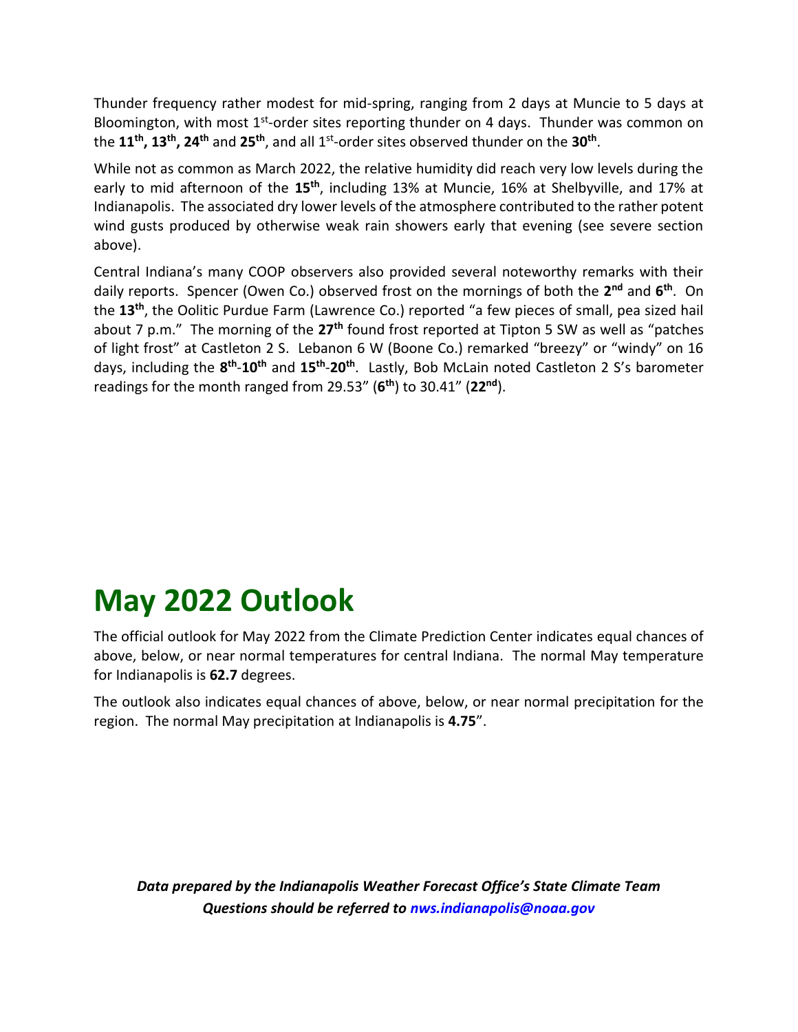Thunder frequency rather modest for mid-spring, ranging from 2 days at Muncie to 5 days at Bloomington, with most 1st-order sites reporting thunder on 4 days. Thunder was common on the **11th, 13th, 24th** and **25th**, and all 1st-order sites observed thunder on the **30th**.

While not as common as March 2022, the relative humidity did reach very low levels during the early to mid afternoon of the **15th**, including 13% at Muncie, 16% at Shelbyville, and 17% at Indianapolis. The associated dry lower levels of the atmosphere contributed to the rather potent wind gusts produced by otherwise weak rain showers early that evening (see severe section above).

Central Indiana's many COOP observers also provided several noteworthy remarks with their daily reports. Spencer (Owen Co.) observed frost on the mornings of both the **2nd** and **6th**. On the **13th**, the Oolitic Purdue Farm (Lawrence Co.) reported "a few pieces of small, pea sized hail about 7 p.m." The morning of the **27th** found frost reported at Tipton 5 SW as well as "patches of light frost" at Castleton 2 S. Lebanon 6 W (Boone Co.) remarked "breezy" or "windy" on 16 days, including the **8th**-**10th** and **15th**-**20th**. Lastly, Bob McLain noted Castleton 2 S's barometer readings for the month ranged from 29.53" (**6th**) to 30.41" (**22nd**).

# May 2022 Outlook

The official outlook for May 2022 from the Climate Prediction Center indicates equal chances of above, below, or near normal temperatures for central Indiana. The normal May temperature for Indianapolis is **62.7** degrees.

The outlook also indicates equal chances of above, below, or near normal precipitation for the region. The normal May precipitation at Indianapolis is **4.75**".

***Data prepared by the Indianapolis Weather Forecast Office's State Climate Team***
***Questions should be referred to nws.indianapolis@noaa.gov***